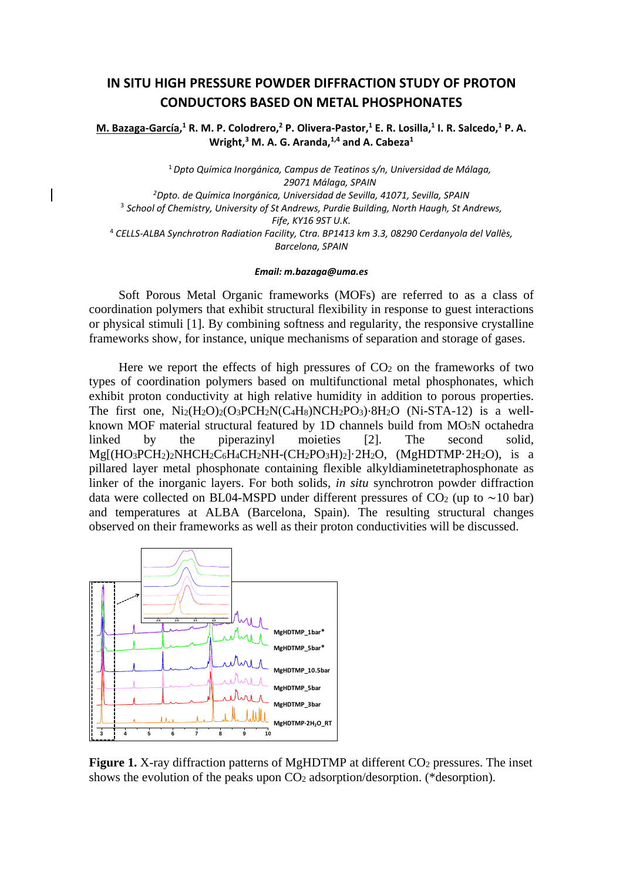# IN SITU HIGH PRESSURE POWDER DIFFRACTION STUDY OF PROTON CONDUCTORS BASED ON METAL PHOSPHONATES

**M. Bazaga-García,[1] R. M. P. Colodrero,[2] P. Olivera-Pastor,[1] E. R. Losilla,[1] I. R. Salcedo,[1] P. A. Wright,[3] M. A. G. Aranda,[1,4] and A. Cabeza[1]**

*[1] Dpto Química Inorgánica, Campus de Teatinos s/n, Universidad de Málaga, 29071 Málaga, SPAIN*

*[2] Dpto. de Química Inorgánica, Universidad de Sevilla, 41071, Sevilla, SPAIN*

*[3] School of Chemistry, University of St Andrews, Purdie Building, North Haugh, St Andrews, Fife, KY16 9ST U.K.*

*[4] CELLS-ALBA Synchrotron Radiation Facility, Ctra. BP1413 km 3.3, 08290 Cerdanyola del Vallès, Barcelona, SPAIN*

***Email: m.bazaga@uma.es***

Soft Porous Metal Organic frameworks (MOFs) are referred to as a class of coordination polymers that exhibit structural flexibility in response to guest interactions or physical stimuli [1]. By combining softness and regularity, the responsive crystalline frameworks show, for instance, unique mechanisms of separation and storage of gases.

Here we report the effects of high pressures of $CO_2$ on the frameworks of two types of coordination polymers based on multifunctional metal phosphonates, which exhibit proton conductivity at high relative humidity in addition to porous properties. The first one, $Ni_2(H_2O)_2(O_3PCH_2N(C_4H_8)NCH_2PO_3)\cdot 8H_2O$ (Ni-STA-12) is a well-known MOF material structural featured by 1D channels build from $MO_5N$ octahedra linked by the piperazinyl moieties [2]. The second solid, $Mg[(HO_3PCH_2)_2NHCH_2C_6H_4CH_2NH\text{-}(CH_2PO_3H)_2]\cdot 2H_2O$, ($MgHDTMP\cdot 2H_2O$), is a pillared layer metal phosphonate containing flexible alkyldiaminetetraphosphonate as linker of the inorganic layers. For both solids, *in situ* synchrotron powder diffraction data were collected on BL04-MSPD under different pressures of $CO_2$ (up to ∼10 bar) and temperatures at ALBA (Barcelona, Spain). The resulting structural changes observed on their frameworks as well as their proton conductivities will be discussed.

**Figure 1.** X-ray diffraction patterns of MgHDTMP at different $CO_2$ pressures. The inset shows the evolution of the peaks upon $CO_2$ adsorption/desorption. (*desorption).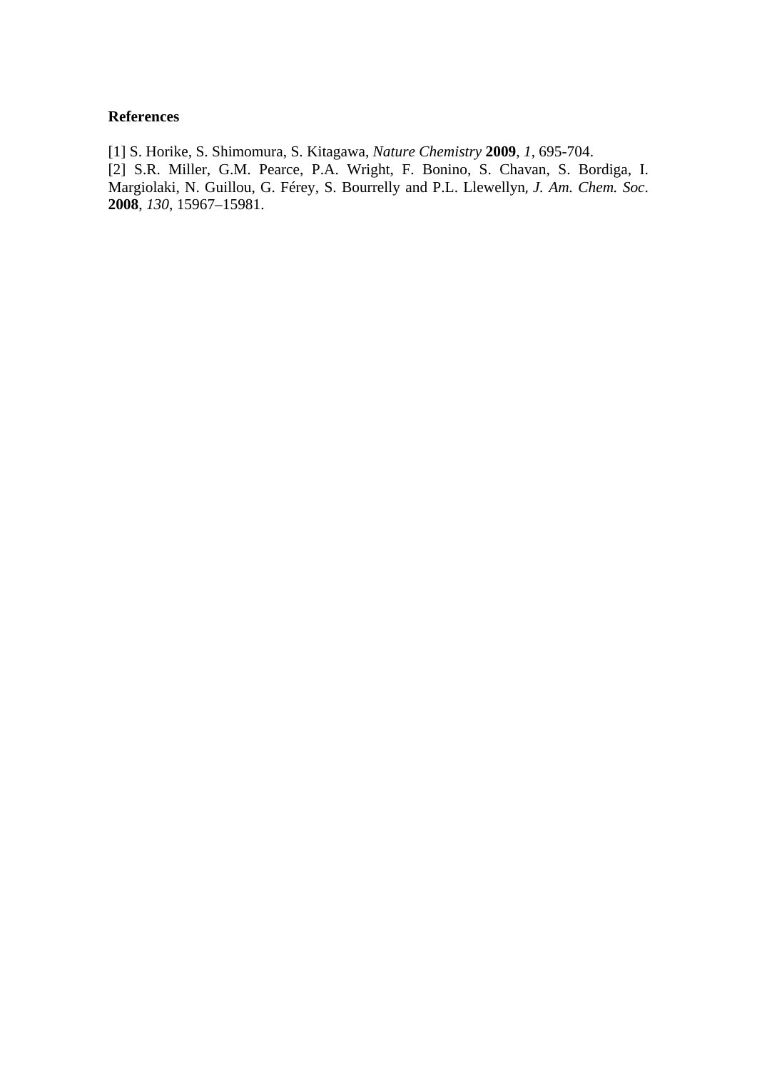**References**

[1] S. Horike, S. Shimomura, S. Kitagawa, *Nature Chemistry* **2009**, *1*, 695-704.
[2] S.R. Miller, G.M. Pearce, P.A. Wright, F. Bonino, S. Chavan, S. Bordiga, I. Margiolaki, N. Guillou, G. Férey, S. Bourrelly and P.L. Llewellyn*, J. Am. Chem. Soc*. **2008**, *130*, 15967–15981.